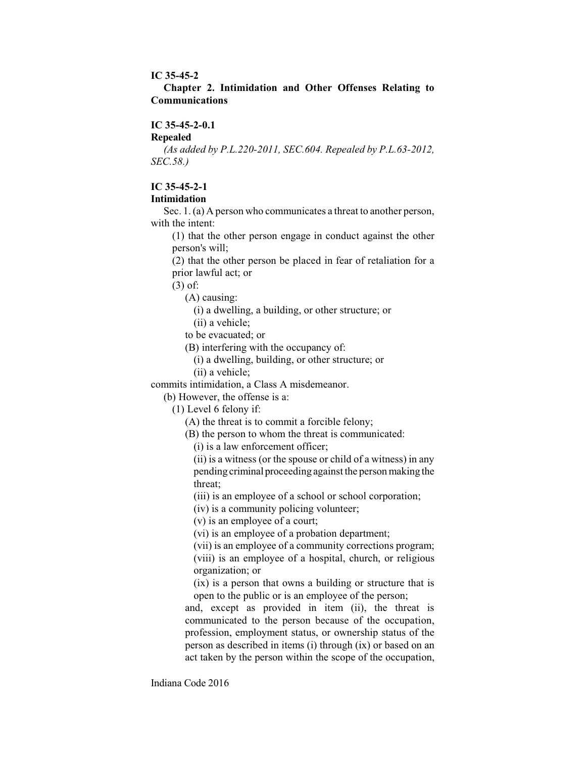**IC 35-45-2**

**Chapter 2. Intimidation and Other Offenses Relating to Communications**

**IC 35-45-2-0.1**

**Repealed**

*(As added by P.L.220-2011, SEC.604. Repealed by P.L.63-2012, SEC.58.)*

**IC 35-45-2-1**

**Intimidation**

Sec. 1. (a) A person who communicates a threat to another person, with the intent:

(1) that the other person engage in conduct against the other person's will;

(2) that the other person be placed in fear of retaliation for a prior lawful act; or

(3) of:

(A) causing:

(i) a dwelling, a building, or other structure; or

(ii) a vehicle;

to be evacuated; or

(B) interfering with the occupancy of:

(i) a dwelling, building, or other structure; or

(ii) a vehicle;

commits intimidation, a Class A misdemeanor.

(b) However, the offense is a:

(1) Level 6 felony if:

(A) the threat is to commit a forcible felony;

(B) the person to whom the threat is communicated:

(i) is a law enforcement officer;

(ii) is a witness (or the spouse or child of a witness) in any pending criminal proceeding against the person making the threat;

(iii) is an employee of a school or school corporation;

(iv) is a community policing volunteer;

(v) is an employee of a court;

(vi) is an employee of a probation department;

(vii) is an employee of a community corrections program;

(viii) is an employee of a hospital, church, or religious organization; or

(ix) is a person that owns a building or structure that is open to the public or is an employee of the person;

and, except as provided in item (ii), the threat is communicated to the person because of the occupation, profession, employment status, or ownership status of the person as described in items (i) through (ix) or based on an act taken by the person within the scope of the occupation,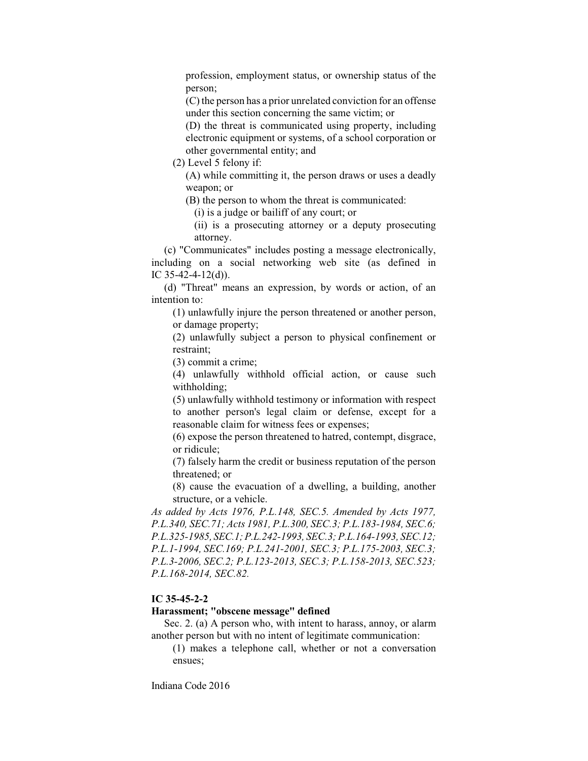profession, employment status, or ownership status of the person;

(C) the person has a prior unrelated conviction for an offense under this section concerning the same victim; or

(D) the threat is communicated using property, including electronic equipment or systems, of a school corporation or other governmental entity; and

(2) Level 5 felony if:

(A) while committing it, the person draws or uses a deadly weapon; or

(B) the person to whom the threat is communicated:

(i) is a judge or bailiff of any court; or

(ii) is a prosecuting attorney or a deputy prosecuting attorney.

(c) "Communicates" includes posting a message electronically, including on a social networking web site (as defined in IC 35-42-4-12(d)).

(d) "Threat" means an expression, by words or action, of an intention to:

(1) unlawfully injure the person threatened or another person, or damage property;

(2) unlawfully subject a person to physical confinement or restraint;

(3) commit a crime;

(4) unlawfully withhold official action, or cause such withholding;

(5) unlawfully withhold testimony or information with respect to another person's legal claim or defense, except for a reasonable claim for witness fees or expenses;

(6) expose the person threatened to hatred, contempt, disgrace, or ridicule;

(7) falsely harm the credit or business reputation of the person threatened; or

(8) cause the evacuation of a dwelling, a building, another structure, or a vehicle.

*As added by Acts 1976, P.L.148, SEC.5. Amended by Acts 1977, P.L.340, SEC.71; Acts 1981, P.L.300, SEC.3; P.L.183-1984, SEC.6; P.L.325-1985, SEC.1; P.L.242-1993, SEC.3; P.L.164-1993, SEC.12; P.L.1-1994, SEC.169; P.L.241-2001, SEC.3; P.L.175-2003, SEC.3; P.L.3-2006, SEC.2; P.L.123-2013, SEC.3; P.L.158-2013, SEC.523; P.L.168-2014, SEC.82.*

**IC 35-45-2-2**

**Harassment; "obscene message" defined**

Sec. 2. (a) A person who, with intent to harass, annoy, or alarm another person but with no intent of legitimate communication:

(1) makes a telephone call, whether or not a conversation ensues;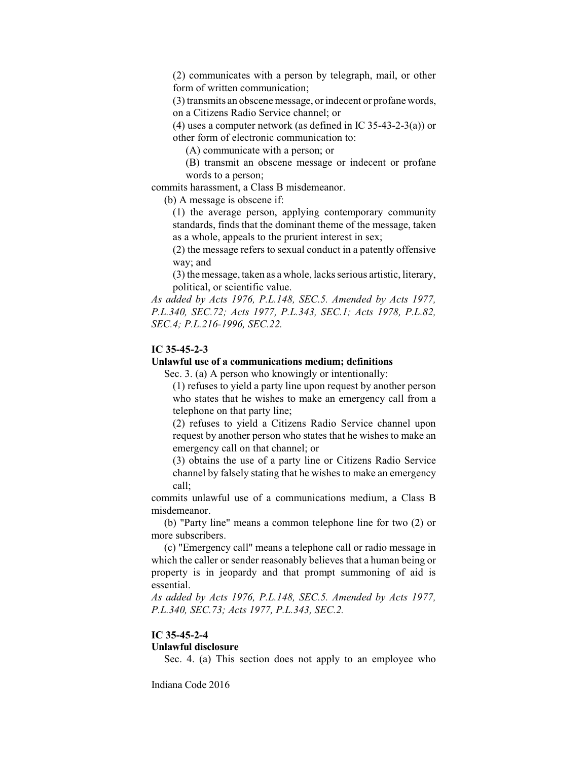(2) communicates with a person by telegraph, mail, or other form of written communication;

(3) transmits an obscene message, or indecent or profane words, on a Citizens Radio Service channel; or

(4) uses a computer network (as defined in IC 35-43-2-3(a)) or other form of electronic communication to:

(A) communicate with a person; or

(B) transmit an obscene message or indecent or profane words to a person;

commits harassment, a Class B misdemeanor.

(b) A message is obscene if:

(1) the average person, applying contemporary community standards, finds that the dominant theme of the message, taken as a whole, appeals to the prurient interest in sex;

(2) the message refers to sexual conduct in a patently offensive way; and

(3) the message, taken as a whole, lacks serious artistic, literary, political, or scientific value.

*As added by Acts 1976, P.L.148, SEC.5. Amended by Acts 1977, P.L.340, SEC.72; Acts 1977, P.L.343, SEC.1; Acts 1978, P.L.82, SEC.4; P.L.216-1996, SEC.22.*

**IC 35-45-2-3**

**Unlawful use of a communications medium; definitions**

Sec. 3. (a) A person who knowingly or intentionally:

(1) refuses to yield a party line upon request by another person who states that he wishes to make an emergency call from a telephone on that party line;

(2) refuses to yield a Citizens Radio Service channel upon request by another person who states that he wishes to make an emergency call on that channel; or

(3) obtains the use of a party line or Citizens Radio Service channel by falsely stating that he wishes to make an emergency call;

commits unlawful use of a communications medium, a Class B misdemeanor.

(b) "Party line" means a common telephone line for two (2) or more subscribers.

(c) "Emergency call" means a telephone call or radio message in which the caller or sender reasonably believes that a human being or property is in jeopardy and that prompt summoning of aid is essential.

*As added by Acts 1976, P.L.148, SEC.5. Amended by Acts 1977, P.L.340, SEC.73; Acts 1977, P.L.343, SEC.2.*

**IC 35-45-2-4**

**Unlawful disclosure**

Sec. 4. (a) This section does not apply to an employee who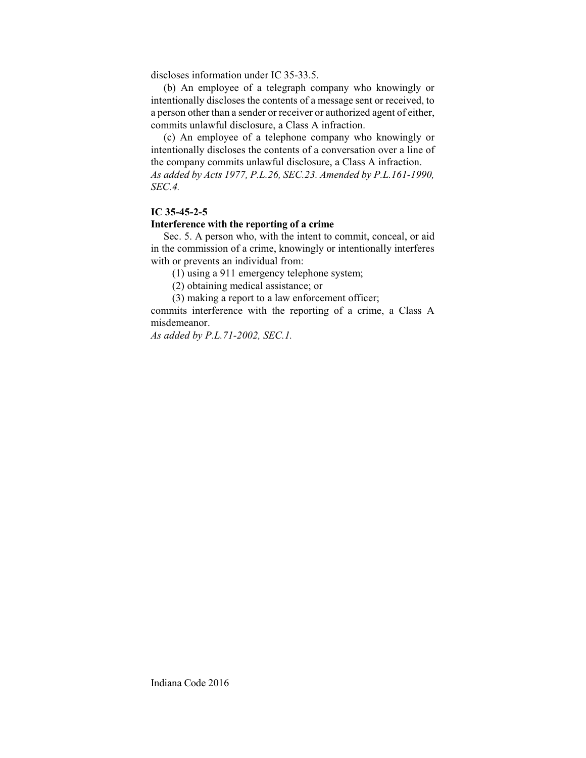discloses information under IC 35-33.5.

(b) An employee of a telegraph company who knowingly or intentionally discloses the contents of a message sent or received, to a person other than a sender or receiver or authorized agent of either, commits unlawful disclosure, a Class A infraction.

(c) An employee of a telephone company who knowingly or intentionally discloses the contents of a conversation over a line of the company commits unlawful disclosure, a Class A infraction.

*As added by Acts 1977, P.L.26, SEC.23. Amended by P.L.161-1990, SEC.4.*

**IC 35-45-2-5**

**Interference with the reporting of a crime**

Sec. 5. A person who, with the intent to commit, conceal, or aid in the commission of a crime, knowingly or intentionally interferes with or prevents an individual from:

(1) using a 911 emergency telephone system;

(2) obtaining medical assistance; or

(3) making a report to a law enforcement officer;

commits interference with the reporting of a crime, a Class A misdemeanor.

*As added by P.L.71-2002, SEC.1.*